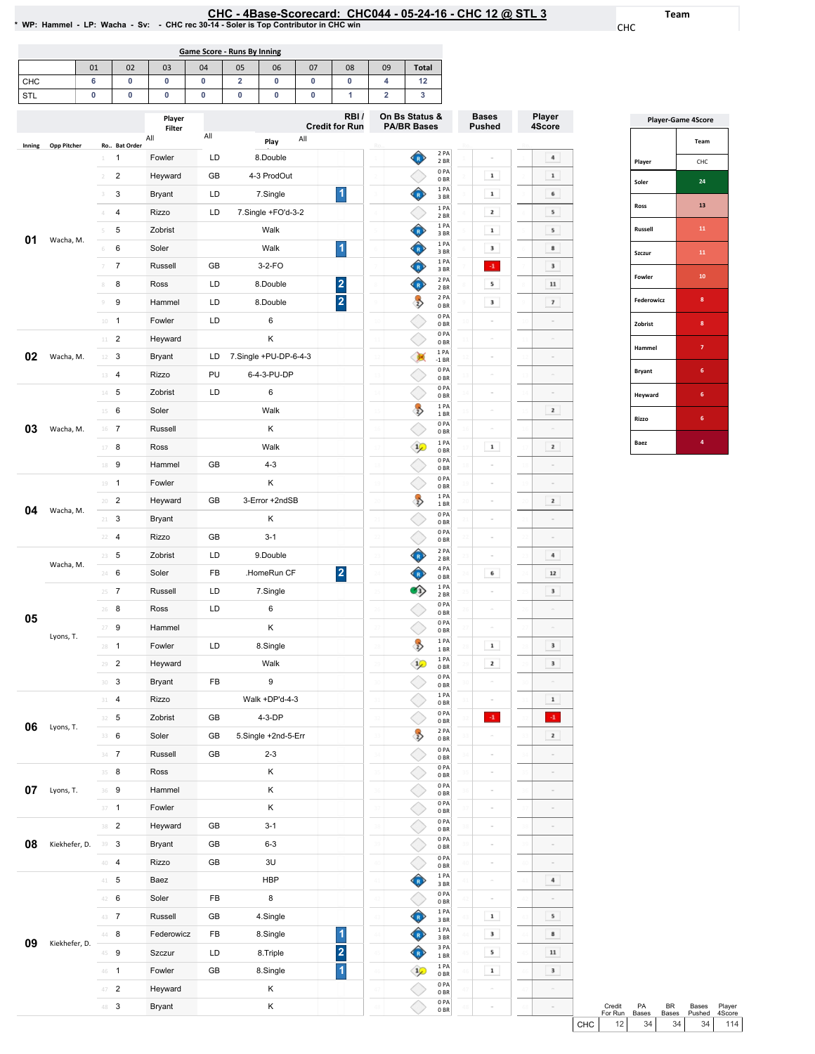# CHC - 4Base-Scorecard: CHC044 - 05-24-16 - CHC 12 @ STL 3

\* WP: Hammel - LP: Wacha - Sv: - CHC rec 30-14 - Soler is Top Contributor in CHC win

Team: CHC

## Game Score - Runs By Inning

| | 01 | 02 | 03 | 04 | 05 | 06 | 07 | 08 | 09 | Total |
|---|---|---|---|---|---|---|---|---|---|---|
| CHC | 6 | 0 | 0 | 0 | 2 | 0 | 0 | 0 | 4 | 12 |
| STL | 0 | 0 | 0 | 0 | 0 | 0 | 0 | 1 | 2 | 3 |

| Inning | Opp Pitcher | Ro.. | Bat Order | Player Filter | | Play | RBI / Credit for Run | On Bs Status & PA/BR Bases | Bases Pushed | Player 4Score |
|---|---|---|---|---|---|---|---|---|---|---|
| 01 | Wacha, M. | 1 | 1 | Fowler | LD | 8.Double | | 2 PA 2 BR | - | 4 |
| | | 2 | 2 | Heyward | GB | 4-3 ProdOut | | 0 PA 0 BR | 1 | 1 |
| | | 3 | 3 | Bryant | LD | 7.Single | 1 | 1 PA 3 BR | 1 | 6 |
| | | 4 | 4 | Rizzo | LD | 7.Single +FO'd-3-2 | | 1 PA 2 BR | 2 | 5 |
| | | 5 | 5 | Zobrist | | Walk | | 1 PA 3 BR | 1 | 5 |
| | | 6 | 6 | Soler | | Walk | 1 | 1 PA 3 BR | 3 | 8 |
| | | 7 | 7 | Russell | GB | 3-2-FO | | 1 PA 3 BR | -1 | 3 |
| | | 8 | 8 | Ross | LD | 8.Double | 2 | 2 PA 2 BR | 5 | 11 |
| | | 9 | 9 | Hammel | LD | 8.Double | 2 | 2 PA 0 BR | 3 | 7 |
| | | 10 | 1 | Fowler | LD | 6 | | 0 PA 0 BR | - | - |
| 02 | Wacha, M. | 11 | 2 | Heyward | | K | | 0 PA 0 BR | - | - |
| | | 12 | 3 | Bryant | LD | 7.Single +PU-DP-6-4-3 | | 1 PA -1 BR | - | - |
| | | 13 | 4 | Rizzo | PU | 6-4-3-PU-DP | | 0 PA 0 BR | - | - |
| 03 | Wacha, M. | 14 | 5 | Zobrist | LD | 6 | | 0 PA 0 BR | - | - |
| | | 15 | 6 | Soler | | Walk | | 1 PA 1 BR | - | 2 |
| | | 16 | 7 | Russell | | K | | 0 PA 0 BR | - | - |
| | | 17 | 8 | Ross | | Walk | | 1 PA 0 BR | 1 | 2 |
| | | 18 | 9 | Hammel | GB | 4-3 | | 0 PA 0 BR | - | - |
| 04 | Wacha, M. | 19 | 1 | Fowler | | K | | 0 PA 0 BR | - | - |
| | | 20 | 2 | Heyward | GB | 3-Error +2ndSB | | 1 PA 1 BR | - | 2 |
| | | 21 | 3 | Bryant | | K | | 0 PA 0 BR | - | - |
| | | 22 | 4 | Rizzo | GB | 3-1 | | 0 PA 0 BR | - | - |
| 05 | Wacha, M. | 23 | 5 | Zobrist | LD | 9.Double | | 2 PA 2 BR | - | 4 |
| | | 24 | 6 | Soler | FB | .HomeRun CF | 2 | 4 PA 0 BR | 6 | 12 |
| | Lyons, T. | 25 | 7 | Russell | LD | 7.Single | | 1 PA 2 BR | - | 3 |
| | | 26 | 8 | Ross | LD | 6 | | 0 PA 0 BR | - | - |
| | | 27 | 9 | Hammel | | K | | 0 PA 0 BR | - | - |
| | | 28 | 1 | Fowler | LD | 8.Single | | 1 PA 1 BR | 1 | 3 |
| | | 29 | 2 | Heyward | | Walk | | 1 PA 0 BR | 2 | 3 |
| | | 30 | 3 | Bryant | FB | 9 | | 0 PA 0 BR | - | - |
| 06 | Lyons, T. | 31 | 4 | Rizzo | | Walk +DP'd-4-3 | | 1 PA 0 BR | - | 1 |
| | | 32 | 5 | Zobrist | GB | 4-3-DP | | 0 PA 0 BR | -1 | -1 |
| | | 33 | 6 | Soler | GB | 5.Single +2nd-5-Err | | 2 PA 0 BR | - | 2 |
| | | 34 | 7 | Russell | GB | 2-3 | | 0 PA 0 BR | - | - |
| 07 | Lyons, T. | 35 | 8 | Ross | | K | | 0 PA 0 BR | - | - |
| | | 36 | 9 | Hammel | | K | | 0 PA 0 BR | - | - |
| | | 37 | 1 | Fowler | | K | | 0 PA 0 BR | - | - |
| 08 | Kiekhefer, D. | 38 | 2 | Heyward | GB | 3-1 | | 0 PA 0 BR | - | - |
| | | 39 | 3 | Bryant | GB | 6-3 | | 0 PA 0 BR | - | - |
| | | 40 | 4 | Rizzo | GB | 3U | | 0 PA 0 BR | - | - |
| 09 | Kiekhefer, D. | 41 | 5 | Baez | | HBP | | 1 PA 3 BR | - | 4 |
| | | 42 | 6 | Soler | FB | 8 | | 0 PA 0 BR | - | - |
| | | 43 | 7 | Russell | GB | 4.Single | | 1 PA 3 BR | 1 | 5 |
| | | 44 | 8 | Federowicz | FB | 8.Single | 1 | 1 PA 3 BR | 3 | 8 |
| | | 45 | 9 | Szczur | LD | 8.Triple | 2 | 3 PA 1 BR | 5 | 11 |
| | | 46 | 1 | Fowler | GB | 8.Single | 1 | 1 PA 0 BR | 1 | 3 |
| | | 47 | 2 | Heyward | | K | | 0 PA 0 BR | - | - |
| | | 48 | 3 | Bryant | | K | | 0 PA 0 BR | - | - |

## Player-Game 4Score

| Player | CHC |
|---|---|
| Soler | 24 |
| Ross | 13 |
| Russell | 11 |
| Szczur | 11 |
| Fowler | 10 |
| Federowicz | 8 |
| Zobrist | 8 |
| Hammel | 7 |
| Bryant | 6 |
| Heyward | 6 |
| Rizzo | 6 |
| Baez | 4 |

| | Credit For Run | PA Bases | BR Bases | Bases Pushed | Player 4Score |
|---|---|---|---|---|---|
| CHC | 12 | 34 | 34 | 34 | 114 |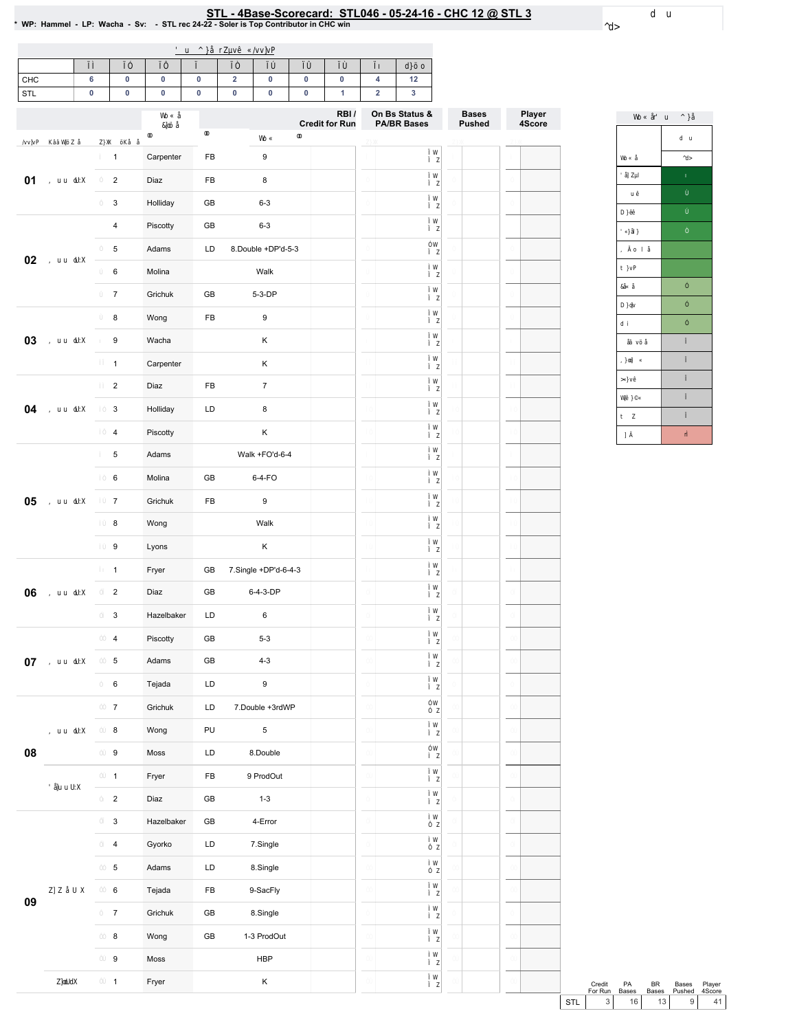# STL - 4Base-Scorecard: STL046 - 05-24-16 - CHC 12 @ STL 3

\* WP: Hammel - LP: Wacha - Sv: - STL rec 24-22 - Soler is Top Contributor in CHC win

| | | | | | | | | | | |
|---|---|---|---|---|---|---|---|---|---|---|
| CHC | 6 | 0 | 0 | 0 | 2 | 0 | 0 | 0 | 4 | 12 |
| STL | 0 | 0 | 0 | 0 | 0 | 0 | 0 | 1 | 2 | 3 |

| Inning | # | Batter | | Play | RBI / Credit for Run | On Bs Status & PA/BR Bases | Bases Pushed | Player 4Score |
|---|---|---|---|---|---|---|---|---|
| 01 | 1 | Carpenter | FB | 9 | | | | |
| | 2 | Diaz | FB | 8 | | | | |
| | 3 | Holliday | GB | 6-3 | | | | |
| 02 | 4 | Piscotty | GB | 6-3 | | | | |
| | 5 | Adams | LD | 8.Double +DP'd-5-3 | | | | |
| | 6 | Molina | | Walk | | | | |
| | 7 | Grichuk | GB | 5-3-DP | | | | |
| 03 | 8 | Wong | FB | 9 | | | | |
| | 9 | Wacha | | K | | | | |
| | 1 | Carpenter | | K | | | | |
| 04 | 2 | Diaz | FB | 7 | | | | |
| | 3 | Holliday | LD | 8 | | | | |
| | 4 | Piscotty | | K | | | | |
| 05 | 5 | Adams | | Walk +FO'd-6-4 | | | | |
| | 6 | Molina | GB | 6-4-FO | | | | |
| | 7 | Grichuk | FB | 9 | | | | |
| | 8 | Wong | | Walk | | | | |
| | 9 | Lyons | | K | | | | |
| 06 | 1 | Fryer | GB | 7.Single +DP'd-6-4-3 | | | | |
| | 2 | Diaz | GB | 6-4-3-DP | | | | |
| | 3 | Hazelbaker | LD | 6 | | | | |
| 07 | 4 | Piscotty | GB | 5-3 | | | | |
| | 5 | Adams | GB | 4-3 | | | | |
| | 6 | Tejada | LD | 9 | | | | |
| 08 | 7 | Grichuk | LD | 7.Double +3rdWP | | | | |
| | 8 | Wong | PU | 5 | | | | |
| | 9 | Moss | LD | 8.Double | | | | |
| | 1 | Fryer | FB | 9 ProdOut | | | | |
| | 2 | Diaz | GB | 1-3 | | | | |
| 09 | 3 | Hazelbaker | GB | 4-Error | | | | |
| | 4 | Gyorko | LD | 7.Single | | | | |
| | 5 | Adams | LD | 8.Single | | | | |
| | 6 | Tejada | FB | 9-SacFly | | | | |
| | 7 | Grichuk | GB | 8.Single | | | | |
| | 8 | Wong | GB | 1-3 ProdOut | | | | |
| | 9 | Moss | | HBP | | | | |
| | 1 | Fryer | | K | | | | |

| | Credit For Run | PA Bases | BR Bases | Bases Pushed | Player 4Score |
|---|---|---|---|---|---|
| STL | 3 | 16 | 13 | 9 | 41 |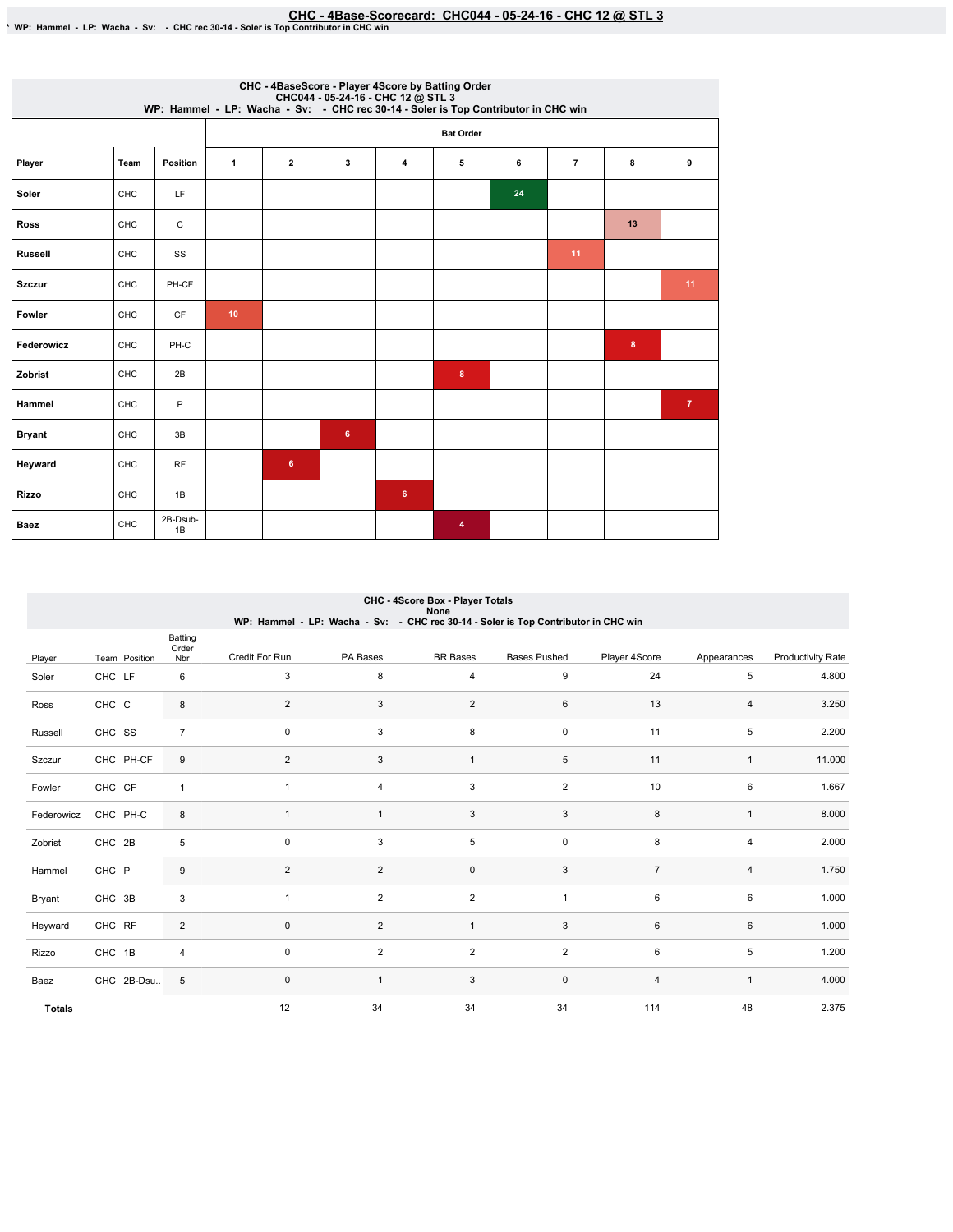# CHC - 4Base-Scorecard: CHC044 - 05-24-16 - CHC 12 @ STL 3

* WP: Hammel - LP: Wacha - Sv: - CHC rec 30-14 - Soler is Top Contributor in CHC win

## CHC - 4BaseScore - Player 4Score by Batting Order
CHC044 - 05-24-16 - CHC 12 @ STL 3
WP: Hammel - LP: Wacha - Sv: - CHC rec 30-14 - Soler is Top Contributor in CHC win

| Player | Team | Position | Bat Order | | | | | | | | |
|---|---|---|---|---|---|---|---|---|---|---|---|
| | | | 1 | 2 | 3 | 4 | 5 | 6 | 7 | 8 | 9 |
| Soler | CHC | LF | | | | | | 24 | | | |
| Ross | CHC | C | | | | | | | | 13 | |
| Russell | CHC | SS | | | | | | | 11 | | |
| Szczur | CHC | PH-CF | | | | | | | | | 11 |
| Fowler | CHC | CF | 10 | | | | | | | | |
| Federowicz | CHC | PH-C | | | | | | | | 8 | |
| Zobrist | CHC | 2B | | | | | 8 | | | | |
| Hammel | CHC | P | | | | | | | | | 7 |
| Bryant | CHC | 3B | | | 6 | | | | | | |
| Heyward | CHC | RF | | 6 | | | | | | | |
| Rizzo | CHC | 1B | | | | 6 | | | | | |
| Baez | CHC | 2B-Dsub-1B | | | | | 4 | | | | |

## CHC - 4Score Box - Player Totals
None
WP: Hammel - LP: Wacha - Sv: - CHC rec 30-14 - Soler is Top Contributor in CHC win

| Player | Team | Position | Batting Order Nbr | Credit For Run | PA Bases | BR Bases | Bases Pushed | Player 4Score | Appearances | Productivity Rate |
|---|---|---|---|---|---|---|---|---|---|---|
| Soler | CHC | LF | 6 | 3 | 8 | 4 | 9 | 24 | 5 | 4.800 |
| Ross | CHC | C | 8 | 2 | 3 | 2 | 6 | 13 | 4 | 3.250 |
| Russell | CHC | SS | 7 | 0 | 3 | 8 | 0 | 11 | 5 | 2.200 |
| Szczur | CHC | PH-CF | 9 | 2 | 3 | 1 | 5 | 11 | 1 | 11.000 |
| Fowler | CHC | CF | 1 | 1 | 4 | 3 | 2 | 10 | 6 | 1.667 |
| Federowicz | CHC | PH-C | 8 | 1 | 1 | 3 | 3 | 8 | 1 | 8.000 |
| Zobrist | CHC | 2B | 5 | 0 | 3 | 5 | 0 | 8 | 4 | 2.000 |
| Hammel | CHC | P | 9 | 2 | 2 | 0 | 3 | 7 | 4 | 1.750 |
| Bryant | CHC | 3B | 3 | 1 | 2 | 2 | 1 | 6 | 6 | 1.000 |
| Heyward | CHC | RF | 2 | 0 | 2 | 1 | 3 | 6 | 6 | 1.000 |
| Rizzo | CHC | 1B | 4 | 0 | 2 | 2 | 2 | 6 | 5 | 1.200 |
| Baez | CHC | 2B-Dsu.. | 5 | 0 | 1 | 3 | 0 | 4 | 1 | 4.000 |
| **Totals** | | | | 12 | 34 | 34 | 34 | 114 | 48 | 2.375 |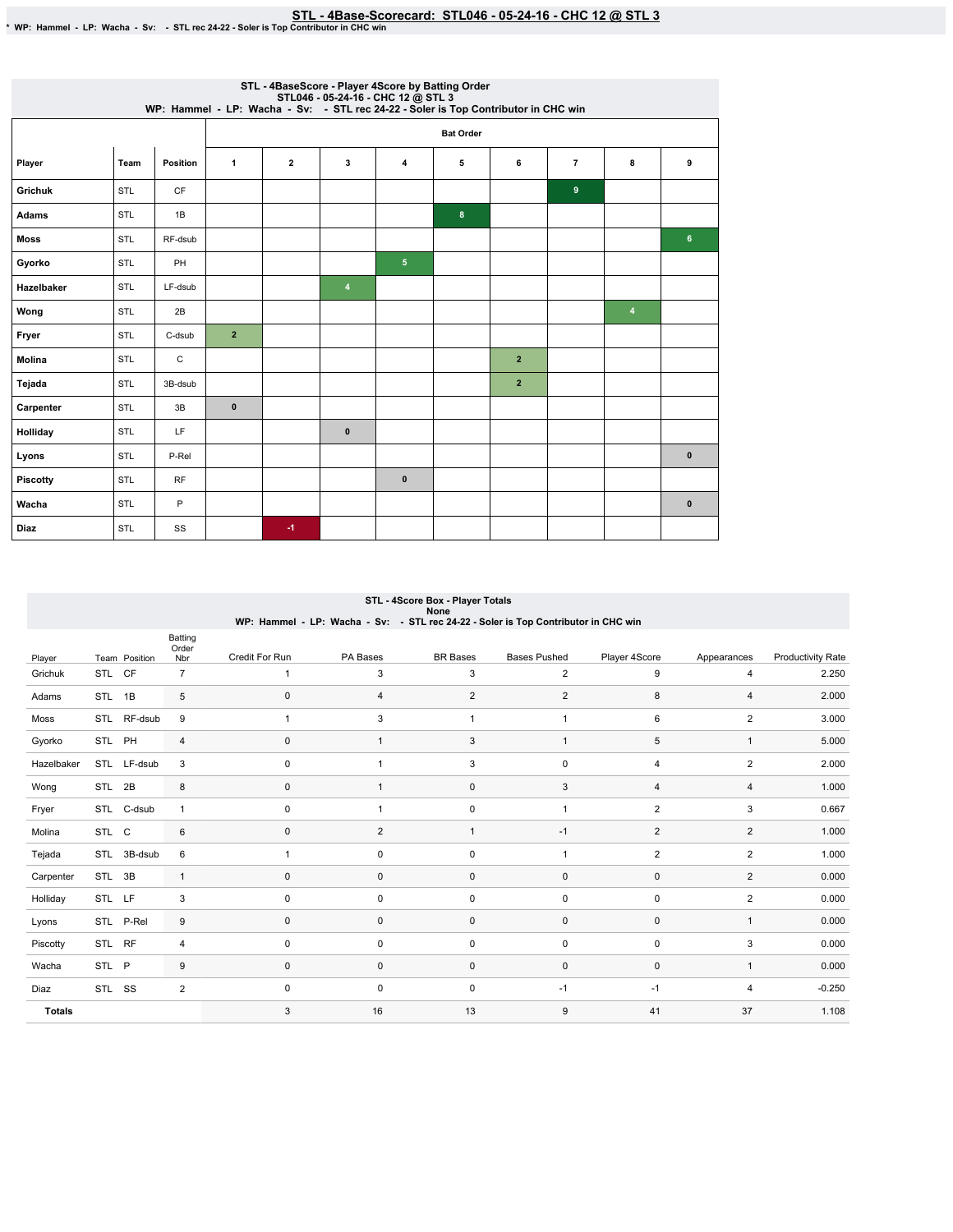# STL - 4Base-Scorecard: STL046 - 05-24-16 - CHC 12 @ STL 3

* WP: Hammel - LP: Wacha - Sv: - STL rec 24-22 - Soler is Top Contributor in CHC win

## STL - 4BaseScore - Player 4Score by Batting Order
STL046 - 05-24-16 - CHC 12 @ STL 3
WP: Hammel - LP: Wacha - Sv: - STL rec 24-22 - Soler is Top Contributor in CHC win

| Player | Team | Position | Bat Order 1 | 2 | 3 | 4 | 5 | 6 | 7 | 8 | 9 |
|---|---|---|---|---|---|---|---|---|---|---|---|
| Grichuk | STL | CF | | | | | | | 9 | | |
| Adams | STL | 1B | | | | | 8 | | | | |
| Moss | STL | RF-dsub | | | | | | | | | 6 |
| Gyorko | STL | PH | | | | 5 | | | | | |
| Hazelbaker | STL | LF-dsub | | | 4 | | | | | | |
| Wong | STL | 2B | | | | | | | | 4 | |
| Fryer | STL | C-dsub | 2 | | | | | | | | |
| Molina | STL | C | | | | | | 2 | | | |
| Tejada | STL | 3B-dsub | | | | | | 2 | | | |
| Carpenter | STL | 3B | 0 | | | | | | | | |
| Holliday | STL | LF | | | 0 | | | | | | |
| Lyons | STL | P-Rel | | | | | | | | | 0 |
| Piscotty | STL | RF | | | | 0 | | | | | |
| Wacha | STL | P | | | | | | | | | 0 |
| Diaz | STL | SS | | -1 | | | | | | | |

## STL - 4Score Box - Player Totals
None
WP: Hammel - LP: Wacha - Sv: - STL rec 24-22 - Soler is Top Contributor in CHC win

| Player | Team | Position | Batting Order Nbr | Credit For Run | PA Bases | BR Bases | Bases Pushed | Player 4Score | Appearances | Productivity Rate |
|---|---|---|---|---|---|---|---|---|---|---|
| Grichuk | STL | CF | 7 | 1 | 3 | 3 | 2 | 9 | 4 | 2.250 |
| Adams | STL | 1B | 5 | 0 | 4 | 2 | 2 | 8 | 4 | 2.000 |
| Moss | STL | RF-dsub | 9 | 1 | 3 | 1 | 1 | 6 | 2 | 3.000 |
| Gyorko | STL | PH | 4 | 0 | 1 | 3 | 1 | 5 | 1 | 5.000 |
| Hazelbaker | STL | LF-dsub | 3 | 0 | 1 | 3 | 0 | 4 | 2 | 2.000 |
| Wong | STL | 2B | 8 | 0 | 1 | 0 | 3 | 4 | 4 | 1.000 |
| Fryer | STL | C-dsub | 1 | 0 | 1 | 0 | 1 | 2 | 3 | 0.667 |
| Molina | STL | C | 6 | 0 | 2 | 1 | -1 | 2 | 2 | 1.000 |
| Tejada | STL | 3B-dsub | 6 | 1 | 0 | 0 | 1 | 2 | 2 | 1.000 |
| Carpenter | STL | 3B | 1 | 0 | 0 | 0 | 0 | 0 | 2 | 0.000 |
| Holliday | STL | LF | 3 | 0 | 0 | 0 | 0 | 0 | 2 | 0.000 |
| Lyons | STL | P-Rel | 9 | 0 | 0 | 0 | 0 | 0 | 1 | 0.000 |
| Piscotty | STL | RF | 4 | 0 | 0 | 0 | 0 | 0 | 3 | 0.000 |
| Wacha | STL | P | 9 | 0 | 0 | 0 | 0 | 0 | 1 | 0.000 |
| Diaz | STL | SS | 2 | 0 | 0 | 0 | -1 | -1 | 4 | -0.250 |
| **Totals** | | | | 3 | 16 | 13 | 9 | 41 | 37 | 1.108 |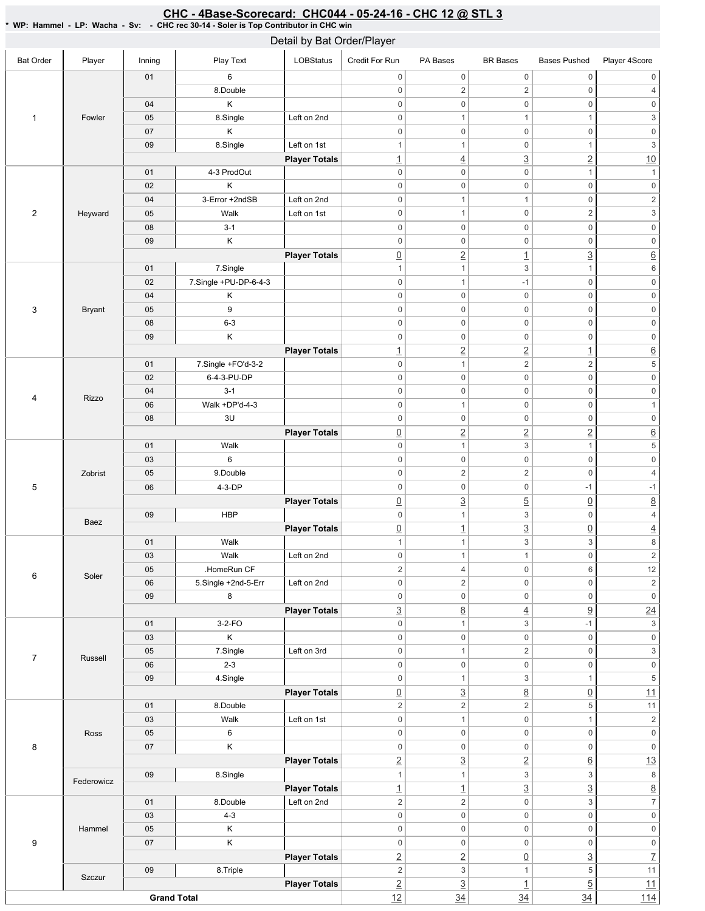# CHC - 4Base-Scorecard: CHC044 - 05-24-16 - CHC 12 @ STL 3

* WP: Hammel - LP: Wacha - Sv: - CHC rec 30-14 - Soler is Top Contributor in CHC win

## Detail by Bat Order/Player

| Bat Order | Player | Inning | Play Text | LOBStatus | Credit For Run | PA Bases | BR Bases | Bases Pushed | Player 4Score |
|---|---|---|---|---|---|---|---|---|---|
| 1 | Fowler | 01 | 6 | | 0 | 0 | 0 | 0 | 0 |
| | | | 8.Double | | 0 | 2 | 2 | 0 | 4 |
| | | 04 | K | | 0 | 0 | 0 | 0 | 0 |
| | | 05 | 8.Single | Left on 2nd | 0 | 1 | 1 | 1 | 3 |
| | | 07 | K | | 0 | 0 | 0 | 0 | 0 |
| | | 09 | 8.Single | Left on 1st | 1 | 1 | 0 | 1 | 3 |
| | | | | **Player Totals** | 1 | 4 | 3 | 2 | 10 |
| 2 | Heyward | 01 | 4-3 ProdOut | | 0 | 0 | 0 | 1 | 1 |
| | | 02 | K | | 0 | 0 | 0 | 0 | 0 |
| | | 04 | 3-Error +2ndSB | Left on 2nd | 0 | 1 | 1 | 0 | 2 |
| | | 05 | Walk | Left on 1st | 0 | 1 | 0 | 2 | 3 |
| | | 08 | 3-1 | | 0 | 0 | 0 | 0 | 0 |
| | | 09 | K | | 0 | 0 | 0 | 0 | 0 |
| | | | | **Player Totals** | 0 | 2 | 1 | 3 | 6 |
| 3 | Bryant | 01 | 7.Single | | 1 | 1 | 3 | 1 | 6 |
| | | 02 | 7.Single +PU-DP-6-4-3 | | 0 | 1 | -1 | 0 | 0 |
| | | 04 | K | | 0 | 0 | 0 | 0 | 0 |
| | | 05 | 9 | | 0 | 0 | 0 | 0 | 0 |
| | | 08 | 6-3 | | 0 | 0 | 0 | 0 | 0 |
| | | 09 | K | | 0 | 0 | 0 | 0 | 0 |
| | | | | **Player Totals** | 1 | 2 | 2 | 1 | 6 |
| 4 | Rizzo | 01 | 7.Single +FO'd-3-2 | | 0 | 1 | 2 | 2 | 5 |
| | | 02 | 6-4-3-PU-DP | | 0 | 0 | 0 | 0 | 0 |
| | | 04 | 3-1 | | 0 | 0 | 0 | 0 | 0 |
| | | 06 | Walk +DP'd-4-3 | | 0 | 1 | 0 | 0 | 1 |
| | | 08 | 3U | | 0 | 0 | 0 | 0 | 0 |
| | | | | **Player Totals** | 0 | 2 | 2 | 2 | 6 |
| 5 | Zobrist | 01 | Walk | | 0 | 1 | 3 | 1 | 5 |
| | | 03 | 6 | | 0 | 0 | 0 | 0 | 0 |
| | | 05 | 9.Double | | 0 | 2 | 2 | 0 | 4 |
| | | 06 | 4-3-DP | | 0 | 0 | 0 | -1 | -1 |
| | | | | **Player Totals** | 0 | 3 | 5 | 0 | 8 |
| | Baez | 09 | HBP | | 0 | 1 | 3 | 0 | 4 |
| | | | | **Player Totals** | 0 | 1 | 3 | 0 | 4 |
| 6 | Soler | 01 | Walk | | 1 | 1 | 3 | 3 | 8 |
| | | 03 | Walk | Left on 2nd | 0 | 1 | 1 | 0 | 2 |
| | | 05 | .HomeRun CF | | 2 | 4 | 0 | 6 | 12 |
| | | 06 | 5.Single +2nd-5-Err | Left on 2nd | 0 | 2 | 0 | 0 | 2 |
| | | 09 | 8 | | 0 | 0 | 0 | 0 | 0 |
| | | | | **Player Totals** | 3 | 8 | 4 | 9 | 24 |
| 7 | Russell | 01 | 3-2-FO | | 0 | 1 | 3 | -1 | 3 |
| | | 03 | K | | 0 | 0 | 0 | 0 | 0 |
| | | 05 | 7.Single | Left on 3rd | 0 | 1 | 2 | 0 | 3 |
| | | 06 | 2-3 | | 0 | 0 | 0 | 0 | 0 |
| | | 09 | 4.Single | | 0 | 1 | 3 | 1 | 5 |
| | | | | **Player Totals** | 0 | 3 | 8 | 0 | 11 |
| 8 | Ross | 01 | 8.Double | | 2 | 2 | 2 | 5 | 11 |
| | | 03 | Walk | Left on 1st | 0 | 1 | 0 | 1 | 2 |
| | | 05 | 6 | | 0 | 0 | 0 | 0 | 0 |
| | | 07 | K | | 0 | 0 | 0 | 0 | 0 |
| | | | | **Player Totals** | 2 | 3 | 2 | 6 | 13 |
| | Federowicz | 09 | 8.Single | | 1 | 1 | 3 | 3 | 8 |
| | | | | **Player Totals** | 1 | 1 | 3 | 3 | 8 |
| 9 | Hammel | 01 | 8.Double | Left on 2nd | 2 | 2 | 0 | 3 | 7 |
| | | 03 | 4-3 | | 0 | 0 | 0 | 0 | 0 |
| | | 05 | K | | 0 | 0 | 0 | 0 | 0 |
| | | 07 | K | | 0 | 0 | 0 | 0 | 0 |
| | | | | **Player Totals** | 2 | 2 | 0 | 3 | 7 |
| | Szczur | 09 | 8.Triple | | 2 | 3 | 1 | 5 | 11 |
| | | | | **Player Totals** | 2 | 3 | 1 | 5 | 11 |
| **Grand Total** | | | | | 12 | 34 | 34 | 34 | 114 |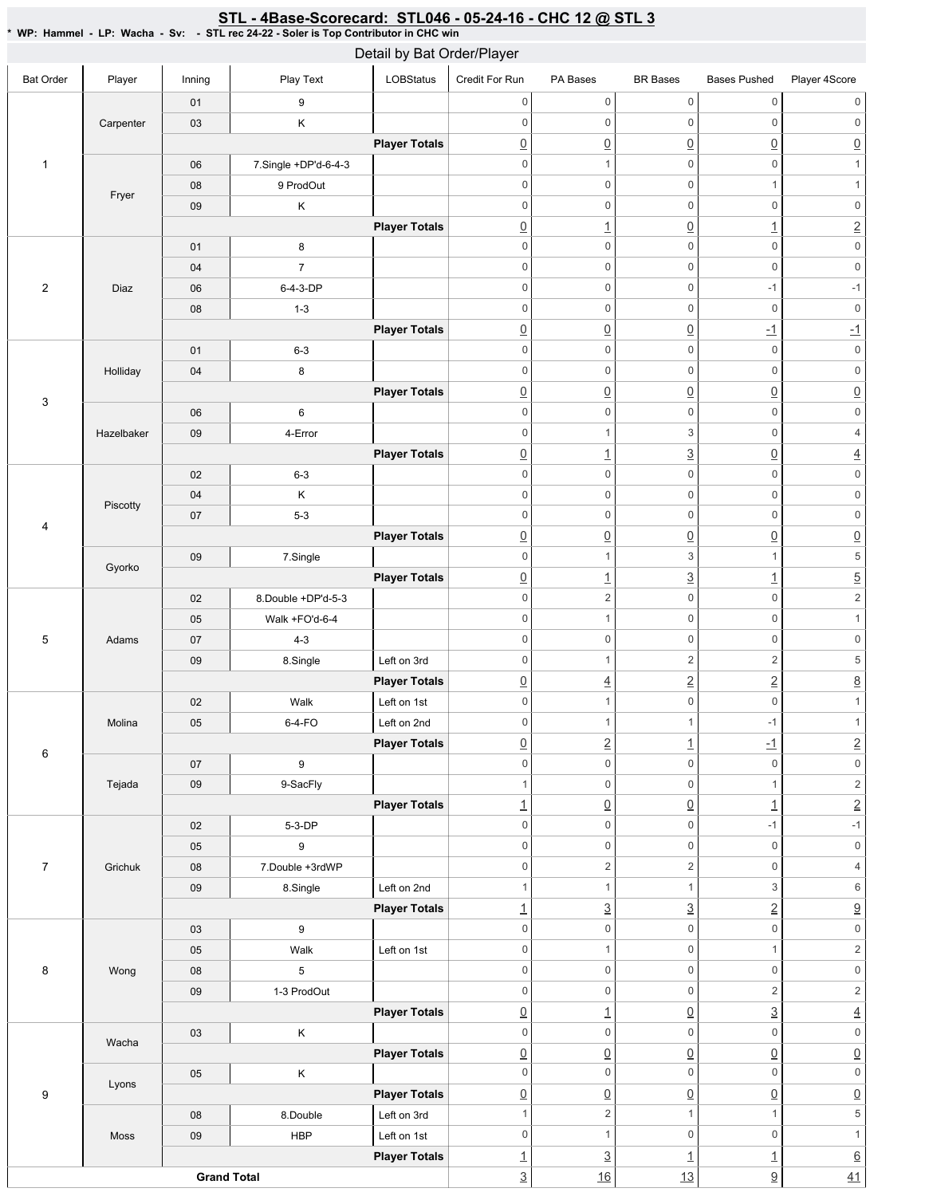# STL - 4Base-Scorecard: STL046 - 05-24-16 - CHC 12 @ STL 3

* WP: Hammel - LP: Wacha - Sv: - STL rec 24-22 - Soler is Top Contributor in CHC win

## Detail by Bat Order/Player

| Bat Order | Player | Inning | Play Text | LOBStatus | Credit For Run | PA Bases | BR Bases | Bases Pushed | Player 4Score |
|---|---|---|---|---|---|---|---|---|---|
| 1 | Carpenter | 01 | 9 | | 0 | 0 | 0 | 0 | 0 |
| | | 03 | K | | 0 | 0 | 0 | 0 | 0 |
| | | | | Player Totals | 0 | 0 | 0 | 0 | 0 |
| | Fryer | 06 | 7.Single +DP'd-6-4-3 | | 0 | 1 | 0 | 0 | 1 |
| | | 08 | 9 ProdOut | | 0 | 0 | 0 | 1 | 1 |
| | | 09 | K | | 0 | 0 | 0 | 0 | 0 |
| | | | | Player Totals | 0 | 1 | 0 | 1 | 2 |
| 2 | Diaz | 01 | 8 | | 0 | 0 | 0 | 0 | 0 |
| | | 04 | 7 | | 0 | 0 | 0 | 0 | 0 |
| | | 06 | 6-4-3-DP | | 0 | 0 | 0 | -1 | -1 |
| | | 08 | 1-3 | | 0 | 0 | 0 | 0 | 0 |
| | | | | Player Totals | 0 | 0 | 0 | -1 | -1 |
| 3 | Holliday | 01 | 6-3 | | 0 | 0 | 0 | 0 | 0 |
| | | 04 | 8 | | 0 | 0 | 0 | 0 | 0 |
| | | | | Player Totals | 0 | 0 | 0 | 0 | 0 |
| | Hazelbaker | 06 | 6 | | 0 | 0 | 0 | 0 | 0 |
| | | 09 | 4-Error | | 0 | 1 | 3 | 0 | 4 |
| | | | | Player Totals | 0 | 1 | 3 | 0 | 4 |
| 4 | Piscotty | 02 | 6-3 | | 0 | 0 | 0 | 0 | 0 |
| | | 04 | K | | 0 | 0 | 0 | 0 | 0 |
| | | 07 | 5-3 | | 0 | 0 | 0 | 0 | 0 |
| | | | | Player Totals | 0 | 0 | 0 | 0 | 0 |
| | Gyorko | 09 | 7.Single | | 0 | 1 | 3 | 1 | 5 |
| | | | | Player Totals | 0 | 1 | 3 | 1 | 5 |
| 5 | Adams | 02 | 8.Double +DP'd-5-3 | | 0 | 2 | 0 | 0 | 2 |
| | | 05 | Walk +FO'd-6-4 | | 0 | 1 | 0 | 0 | 1 |
| | | 07 | 4-3 | | 0 | 0 | 0 | 0 | 0 |
| | | 09 | 8.Single | Left on 3rd | 0 | 1 | 2 | 2 | 5 |
| | | | | Player Totals | 0 | 4 | 2 | 2 | 8 |
| 6 | Molina | 02 | Walk | Left on 1st | 0 | 1 | 0 | 0 | 1 |
| | | 05 | 6-4-FO | Left on 2nd | 0 | 1 | 1 | -1 | 1 |
| | | | | Player Totals | 0 | 2 | 1 | -1 | 2 |
| | Tejada | 07 | 9 | | 0 | 0 | 0 | 0 | 0 |
| | | 09 | 9-SacFly | | 1 | 0 | 0 | 1 | 2 |
| | | | | Player Totals | 1 | 0 | 0 | 1 | 2 |
| 7 | Grichuk | 02 | 5-3-DP | | 0 | 0 | 0 | -1 | -1 |
| | | 05 | 9 | | 0 | 0 | 0 | 0 | 0 |
| | | 08 | 7.Double +3rdWP | | 0 | 2 | 2 | 0 | 4 |
| | | 09 | 8.Single | Left on 2nd | 1 | 1 | 1 | 3 | 6 |
| | | | | Player Totals | 1 | 3 | 3 | 2 | 9 |
| 8 | Wong | 03 | 9 | | 0 | 0 | 0 | 0 | 0 |
| | | 05 | Walk | Left on 1st | 0 | 1 | 0 | 1 | 2 |
| | | 08 | 5 | | 0 | 0 | 0 | 0 | 0 |
| | | 09 | 1-3 ProdOut | | 0 | 0 | 0 | 2 | 2 |
| | | | | Player Totals | 0 | 1 | 0 | 3 | 4 |
| 9 | Wacha | 03 | K | | 0 | 0 | 0 | 0 | 0 |
| | | | | Player Totals | 0 | 0 | 0 | 0 | 0 |
| | Lyons | 05 | K | | 0 | 0 | 0 | 0 | 0 |
| | | | | Player Totals | 0 | 0 | 0 | 0 | 0 |
| | Moss | 08 | 8.Double | Left on 3rd | 1 | 2 | 1 | 1 | 5 |
| | | 09 | HBP | Left on 1st | 0 | 1 | 0 | 0 | 1 |
| | | | | Player Totals | 1 | 3 | 1 | 1 | 6 |
| Grand Total | | | | | 3 | 16 | 13 | 9 | 41 |